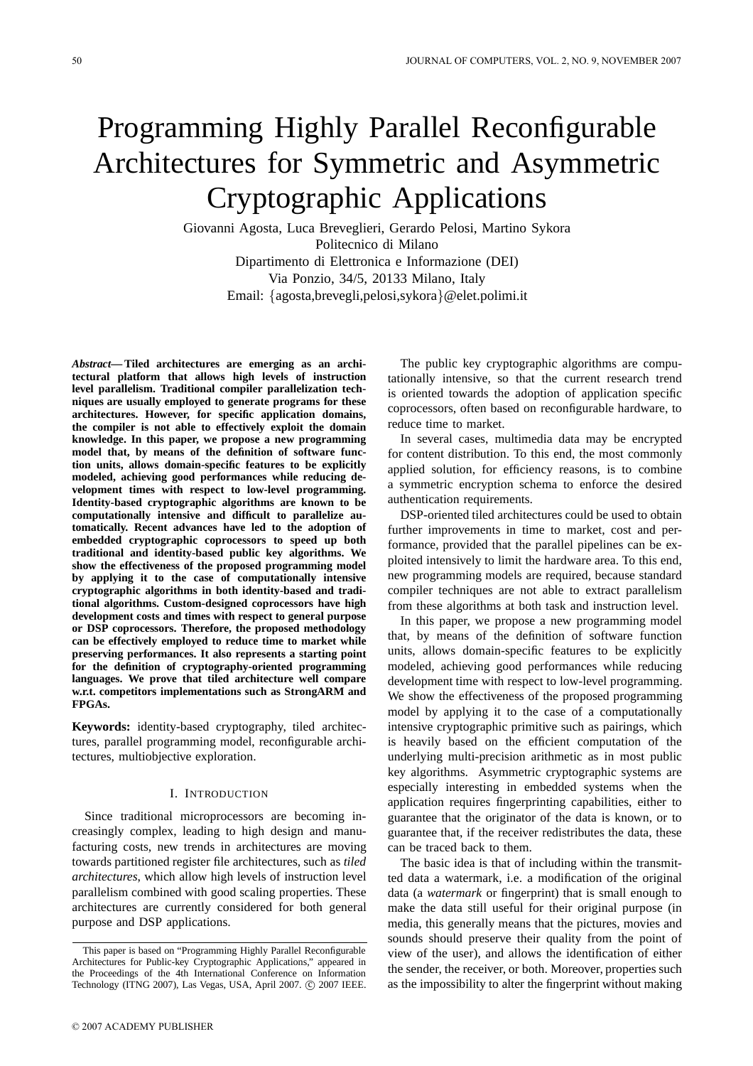# Programming Highly Parallel Reconfigurable Architectures for Symmetric and Asymmetric Cryptographic Applications

Giovanni Agosta, Luca Breveglieri, Gerardo Pelosi, Martino Sykora
Politecnico di Milano
Dipartimento di Elettronica e Informazione (DEI)
Via Ponzio, 34/5, 20133 Milano, Italy
Email: {agosta,brevegli,pelosi,sykora}@elet.polimi.it

***Abstract*— Tiled architectures are emerging as an architectural platform that allows high levels of instruction level parallelism. Traditional compiler parallelization techniques are usually employed to generate programs for these architectures. However, for specific application domains, the compiler is not able to effectively exploit the domain knowledge. In this paper, we propose a new programming model that, by means of the definition of software function units, allows domain-specific features to be explicitly modeled, achieving good performances while reducing development times with respect to low-level programming. Identity-based cryptographic algorithms are known to be computationally intensive and difficult to parallelize automatically. Recent advances have led to the adoption of embedded cryptographic coprocessors to speed up both traditional and identity-based public key algorithms. We show the effectiveness of the proposed programming model by applying it to the case of computationally intensive cryptographic algorithms in both identity-based and traditional algorithms. Custom-designed coprocessors have high development costs and times with respect to general purpose or DSP coprocessors. Therefore, the proposed methodology can be effectively employed to reduce time to market while preserving performances. It also represents a starting point for the definition of cryptography-oriented programming languages. We prove that tiled architecture well compare w.r.t. competitors implementations such as StrongARM and FPGAs.**

**Keywords:** identity-based cryptography, tiled architectures, parallel programming model, reconfigurable architectures, multiobjective exploration.

## I. Introduction

Since traditional microprocessors are becoming increasingly complex, leading to high design and manufacturing costs, new trends in architectures are moving towards partitioned register file architectures, such as *tiled architectures*, which allow high levels of instruction level parallelism combined with good scaling properties. These architectures are currently considered for both general purpose and DSP applications.

The public key cryptographic algorithms are computationally intensive, so that the current research trend is oriented towards the adoption of application specific coprocessors, often based on reconfigurable hardware, to reduce time to market.

In several cases, multimedia data may be encrypted for content distribution. To this end, the most commonly applied solution, for efficiency reasons, is to combine a symmetric encryption schema to enforce the desired authentication requirements.

DSP-oriented tiled architectures could be used to obtain further improvements in time to market, cost and performance, provided that the parallel pipelines can be exploited intensively to limit the hardware area. To this end, new programming models are required, because standard compiler techniques are not able to extract parallelism from these algorithms at both task and instruction level.

In this paper, we propose a new programming model that, by means of the definition of software function units, allows domain-specific features to be explicitly modeled, achieving good performances while reducing development time with respect to low-level programming. We show the effectiveness of the proposed programming model by applying it to the case of a computationally intensive cryptographic primitive such as pairings, which is heavily based on the efficient computation of the underlying multi-precision arithmetic as in most public key algorithms. Asymmetric cryptographic systems are especially interesting in embedded systems when the application requires fingerprinting capabilities, either to guarantee that the originator of the data is known, or to guarantee that, if the receiver redistributes the data, these can be traced back to them.

The basic idea is that of including within the transmitted data a watermark, i.e. a modification of the original data (a *watermark* or fingerprint) that is small enough to make the data still useful for their original purpose (in media, this generally means that the pictures, movies and sounds should preserve their quality from the point of view of the user), and allows the identification of either the sender, the receiver, or both. Moreover, properties such as the impossibility to alter the fingerprint without making

This paper is based on "Programming Highly Parallel Reconfigurable Architectures for Public-key Cryptographic Applications," appeared in the Proceedings of the 4th International Conference on Information Technology (ITNG 2007), Las Vegas, USA, April 2007. © 2007 IEEE.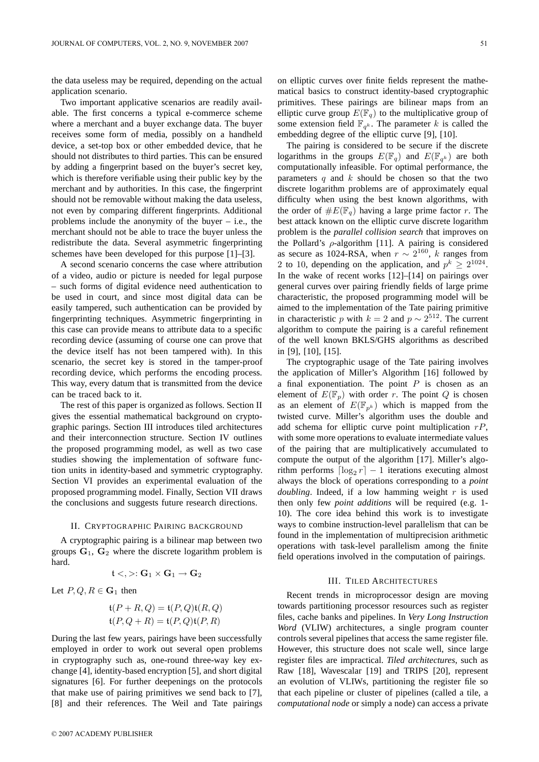the data useless may be required, depending on the actual application scenario.

Two important applicative scenarios are readily available. The first concerns a typical e-commerce scheme where a merchant and a buyer exchange data. The buyer receives some form of media, possibly on a handheld device, a set-top box or other embedded device, that he should not distributes to third parties. This can be ensured by adding a fingerprint based on the buyer's secret key, which is therefore verifiable using their public key by the merchant and by authorities. In this case, the fingerprint should not be removable without making the data useless, not even by comparing different fingerprints. Additional problems include the anonymity of the buyer – i.e., the merchant should not be able to trace the buyer unless the redistribute the data. Several asymmetric fingerprinting schemes have been developed for this purpose [1]–[3].

A second scenario concerns the case where attribution of a video, audio or picture is needed for legal purpose – such forms of digital evidence need authentication to be used in court, and since most digital data can be easily tampered, such authentication can be provided by fingerprinting techniques. Asymmetric fingerprinting in this case can provide means to attribute data to a specific recording device (assuming of course one can prove that the device itself has not been tampered with). In this scenario, the secret key is stored in the tamper-proof recording device, which performs the encoding process. This way, every datum that is transmitted from the device can be traced back to it.

The rest of this paper is organized as follows. Section II gives the essential mathematical background on cryptographic parings. Section III introduces tiled architectures and their interconnection structure. Section IV outlines the proposed programming model, as well as two case studies showing the implementation of software function units in identity-based and symmetric cryptography. Section VI provides an experimental evaluation of the proposed programming model. Finally, Section VII draws the conclusions and suggests future research directions.

## II. Cryptographic Pairing Background

A cryptographic pairing is a bilinear map between two groups $\mathbf{G}_1$, $\mathbf{G}_2$ where the discrete logarithm problem is hard.

$$\mathfrak{t} <,>: \mathbf{G}_1 \times \mathbf{G}_1 \rightarrow \mathbf{G}_2$$

Let $P, Q, R \in \mathbf{G}_1$ then

$$\mathfrak{t}(P+R, Q) = \mathfrak{t}(P, Q)\mathfrak{t}(R, Q)$$
$$\mathfrak{t}(P, Q+R) = \mathfrak{t}(P, Q)\mathfrak{t}(P, R)$$

During the last few years, pairings have been successfully employed in order to work out several open problems in cryptography such as, one-round three-way key exchange [4], identity-based encryption [5], and short digital signatures [6]. For further deepenings on the protocols that make use of pairing primitives we send back to [7], [8] and their references. The Weil and Tate pairings on elliptic curves over finite fields represent the mathematical basics to construct identity-based cryptographic primitives. These pairings are bilinear maps from an elliptic curve group $E(\mathbb{F}_q)$ to the multiplicative group of some extension field $\mathbb{F}_{q^k}$. The parameter $k$ is called the embedding degree of the elliptic curve [9], [10].

The pairing is considered to be secure if the discrete logarithms in the groups $E(\mathbb{F}_q)$ and $E(\mathbb{F}_{q^k})$ are both computationally infeasible. For optimal performance, the parameters $q$ and $k$ should be chosen so that the two discrete logarithm problems are of approximately equal difficulty when using the best known algorithms, with the order of $\#E(\mathbb{F}_q)$ having a large prime factor $r$. The best attack known on the elliptic curve discrete logarithm problem is the *parallel collision search* that improves on the Pollard's $\rho$-algorithm [11]. A pairing is considered as secure as 1024-RSA, when $r \sim 2^{160}$, $k$ ranges from 2 to 10, depending on the application, and $p^k \geq 2^{1024}$. In the wake of recent works [12]–[14] on pairings over general curves over pairing friendly fields of large prime characteristic, the proposed programming model will be aimed to the implementation of the Tate pairing primitive in characteristic $p$ with $k = 2$ and $p \sim 2^{512}$. The current algorithm to compute the pairing is a careful refinement of the well known BKLS/GHS algorithms as described in [9], [10], [15].

The cryptographic usage of the Tate pairing involves the application of Miller's Algorithm [16] followed by a final exponentiation. The point $P$ is chosen as an element of $E(\mathbb{F}_p)$ with order $r$. The point $Q$ is chosen as an element of $E(\mathbb{F}_{p^k})$ which is mapped from the twisted curve. Miller's algorithm uses the double and add schema for elliptic curve point multiplication $rP$, with some more operations to evaluate intermediate values of the pairing that are multiplicatively accumulated to compute the output of the algorithm [17]. Miller's algorithm performs $\lceil \log_2 r \rceil - 1$ iterations executing almost always the block of operations corresponding to a *point doubling*. Indeed, if a low hamming weight $r$ is used then only few *point additions* will be required (e.g. 1-10). The core idea behind this work is to investigate ways to combine instruction-level parallelism that can be found in the implementation of multiprecision arithmetic operations with task-level parallelism among the finite field operations involved in the computation of pairings.

## III. Tiled Architectures

Recent trends in microprocessor design are moving towards partitioning processor resources such as register files, cache banks and pipelines. In *Very Long Instruction Word* (VLIW) architectures, a single program counter controls several pipelines that access the same register file. However, this structure does not scale well, since large register files are impractical. *Tiled architectures*, such as Raw [18], Wavescalar [19] and TRIPS [20], represent an evolution of VLIWs, partitioning the register file so that each pipeline or cluster of pipelines (called a tile, a *computational node* or simply a node) can access a private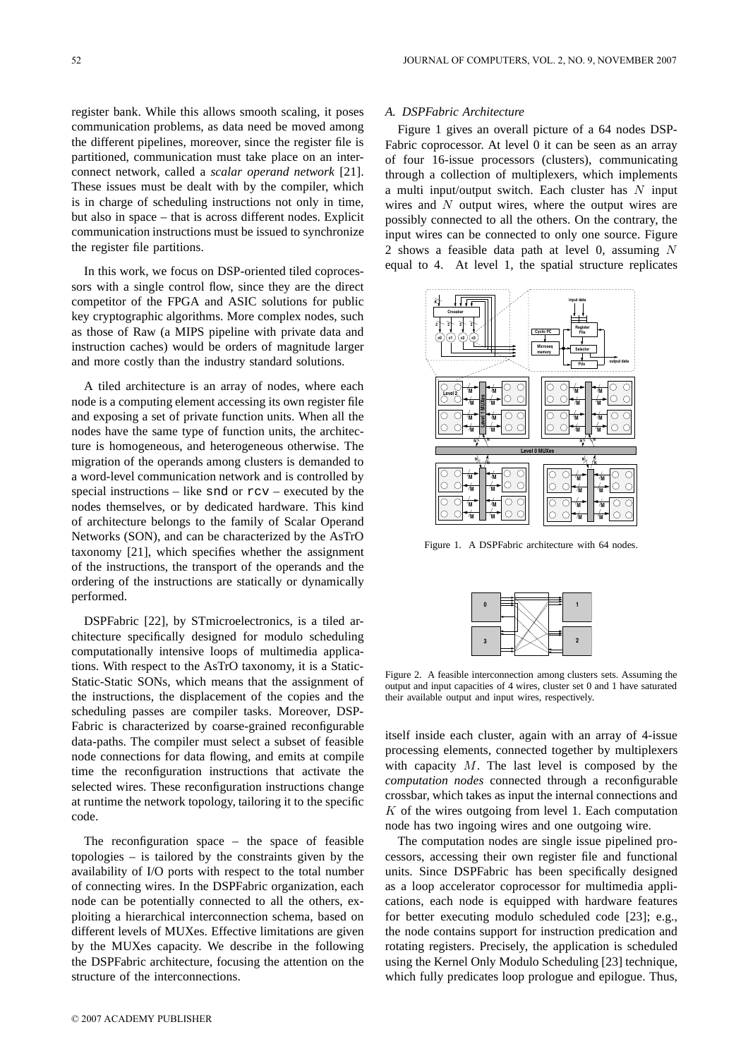register bank. While this allows smooth scaling, it poses communication problems, as data need be moved among the different pipelines, moreover, since the register file is partitioned, communication must take place on an interconnect network, called a *scalar operand network* [21]. These issues must be dealt with by the compiler, which is in charge of scheduling instructions not only in time, but also in space – that is across different nodes. Explicit communication instructions must be issued to synchronize the register file partitions.

In this work, we focus on DSP-oriented tiled coprocessors with a single control flow, since they are the direct competitor of the FPGA and ASIC solutions for public key cryptographic algorithms. More complex nodes, such as those of Raw (a MIPS pipeline with private data and instruction caches) would be orders of magnitude larger and more costly than the industry standard solutions.

A tiled architecture is an array of nodes, where each node is a computing element accessing its own register file and exposing a set of private function units. When all the nodes have the same type of function units, the architecture is homogeneous, and heterogeneous otherwise. The migration of the operands among clusters is demanded to a word-level communication network and is controlled by special instructions – like `snd` or `rcv` – executed by the nodes themselves, or by dedicated hardware. This kind of architecture belongs to the family of Scalar Operand Networks (SON), and can be characterized by the AsTrO taxonomy [21], which specifies whether the assignment of the instructions, the transport of the operands and the ordering of the instructions are statically or dynamically performed.

DSPFabric [22], by STmicroelectronics, is a tiled architecture specifically designed for modulo scheduling computationally intensive loops of multimedia applications. With respect to the AsTrO taxonomy, it is a Static-Static-Static SONs, which means that the assignment of the instructions, the displacement of the copies and the scheduling passes are compiler tasks. Moreover, DSPFabric is characterized by coarse-grained reconfigurable data-paths. The compiler must select a subset of feasible node connections for data flowing, and emits at compile time the reconfiguration instructions that activate the selected wires. These reconfiguration instructions change at runtime the network topology, tailoring it to the specific code.

The reconfiguration space – the space of feasible topologies – is tailored by the constraints given by the availability of I/O ports with respect to the total number of connecting wires. In the DSPFabric organization, each node can be potentially connected to all the others, exploiting a hierarchical interconnection schema, based on different levels of MUXes. Effective limitations are given by the MUXes capacity. We describe in the following the DSPFabric architecture, focusing the attention on the structure of the interconnections.

### A. DSPFabric Architecture

Figure 1 gives an overall picture of a 64 nodes DSPFabric coprocessor. At level 0 it can be seen as an array of four 16-issue processors (clusters), communicating through a collection of multiplexers, which implements a multi input/output switch. Each cluster has $N$ input wires and $N$ output wires, where the output wires are possibly connected to all the others. On the contrary, the input wires can be connected to only one source. Figure 2 shows a feasible data path at level 0, assuming $N$ equal to 4. At level 1, the spatial structure replicates

Figure 1. A DSPFabric architecture with 64 nodes.

Figure 2. A feasible interconnection among clusters sets. Assuming the output and input capacities of 4 wires, cluster set 0 and 1 have saturated their available output and input wires, respectively.

itself inside each cluster, again with an array of 4-issue processing elements, connected together by multiplexers with capacity $M$. The last level is composed by the *computation nodes* connected through a reconfigurable crossbar, which takes as input the internal connections and $K$ of the wires outgoing from level 1. Each computation node has two ingoing wires and one outgoing wire.

The computation nodes are single issue pipelined processors, accessing their own register file and functional units. Since DSPFabric has been specifically designed as a loop accelerator coprocessor for multimedia applications, each node is equipped with hardware features for better executing modulo scheduled code [23]; e.g., the node contains support for instruction predication and rotating registers. Precisely, the application is scheduled using the Kernel Only Modulo Scheduling [23] technique, which fully predicates loop prologue and epilogue. Thus,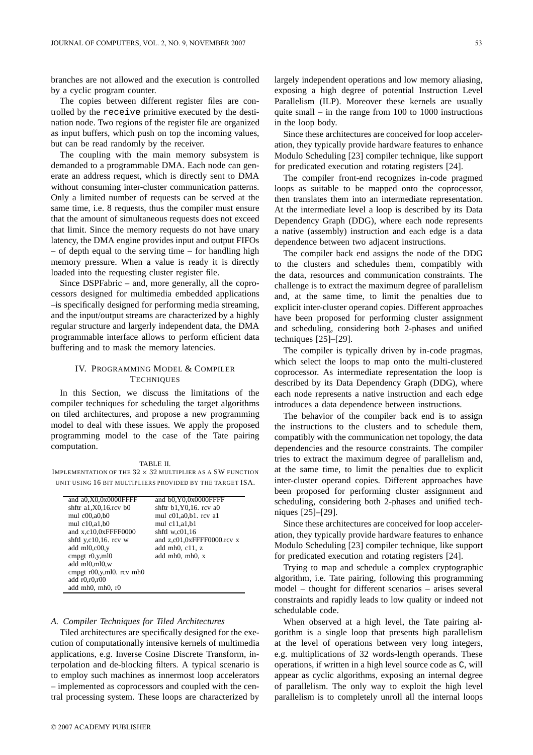branches are not allowed and the execution is controlled by a cyclic program counter.

The copies between different register files are controlled by the receive primitive executed by the destination node. Two regions of the register file are organized as input buffers, which push on top the incoming values, but can be read randomly by the receiver.

The coupling with the main memory subsystem is demanded to a programmable DMA. Each node can generate an address request, which is directly sent to DMA without consuming inter-cluster communication patterns. Only a limited number of requests can be served at the same time, i.e. 8 requests, thus the compiler must ensure that the amount of simultaneous requests does not exceed that limit. Since the memory requests do not have unary latency, the DMA engine provides input and output FIFOs – of depth equal to the serving time – for handling high memory pressure. When a value is ready it is directly loaded into the requesting cluster register file.

Since DSPFabric – and, more generally, all the coprocessors designed for multimedia embedded applications –is specifically designed for performing media streaming, and the input/output streams are characterized by a highly regular structure and largely independent data, the DMA programmable interface allows to perform efficient data buffering and to mask the memory latencies.

## IV. Programming Model & Compiler Techniques

In this Section, we discuss the limitations of the compiler techniques for scheduling the target algorithms on tiled architectures, and propose a new programming model to deal with these issues. We apply the proposed programming model to the case of the Tate pairing computation.

TABLE II.
IMPLEMENTATION OF THE $32 \times 32$ MULTIPLIER AS A SW FUNCTION UNIT USING 16 BIT MULTIPLIERS PROVIDED BY THE TARGET ISA.

| | |
|---|---|
| and a0,X0,0x0000FFFF | and b0,Y0,0x0000FFFF |
| shftr a1,X0,16.rcv b0 | shftr b1,Y0,16. rcv a0 |
| mul c00,a0,b0 | mul c01,a0,b1. rcv a1 |
| mul c10,a1,b0 | mul c11,a1,b1 |
| and x,c10,0xFFFF0000 | shftl w,c01,16 |
| shftl y,c10,16. rcv w | and z,c01,0xFFFF0000.rcv x |
| add ml0,c00,y | add mh0, c11, z |
| cmpgt r0,y,ml0 | add mh0, mh0, x |
| add ml0,ml0,w | |
| cmpgt r00,y,ml0. rcv mh0 | |
| add r0,r0,r00 | |
| add mh0, mh0, r0 | |

### A. Compiler Techniques for Tiled Architectures

Tiled architectures are specifically designed for the execution of computationally intensive kernels of multimedia applications, e.g. Inverse Cosine Discrete Transform, interpolation and de-blocking filters. A typical scenario is to employ such machines as innermost loop accelerators – implemented as coprocessors and coupled with the central processing system. These loops are characterized by largely independent operations and low memory aliasing, exposing a high degree of potential Instruction Level Parallelism (ILP). Moreover these kernels are usually quite small – in the range from 100 to 1000 instructions in the loop body.

Since these architectures are conceived for loop acceleration, they typically provide hardware features to enhance Modulo Scheduling [23] compiler technique, like support for predicated execution and rotating registers [24].

The compiler front-end recognizes in-code pragmed loops as suitable to be mapped onto the coprocessor, then translates them into an intermediate representation. At the intermediate level a loop is described by its Data Dependency Graph (DDG), where each node represents a native (assembly) instruction and each edge is a data dependence between two adjacent instructions.

The compiler back end assigns the node of the DDG to the clusters and schedules them, compatibly with the data, resources and communication constraints. The challenge is to extract the maximum degree of parallelism and, at the same time, to limit the penalties due to explicit inter-cluster operand copies. Different approaches have been proposed for performing cluster assignment and scheduling, considering both 2-phases and unified techniques [25]–[29].

The compiler is typically driven by in-code pragmas, which select the loops to map onto the multi-clustered coprocessor. As intermediate representation the loop is described by its Data Dependency Graph (DDG), where each node represents a native instruction and each edge introduces a data dependence between instructions.

The behavior of the compiler back end is to assign the instructions to the clusters and to schedule them, compatibly with the communication net topology, the data dependencies and the resource constraints. The compiler tries to extract the maximum degree of parallelism and, at the same time, to limit the penalties due to explicit inter-cluster operand copies. Different approaches have been proposed for performing cluster assignment and scheduling, considering both 2-phases and unified techniques [25]–[29].

Since these architectures are conceived for loop acceleration, they typically provide hardware features to enhance Modulo Scheduling [23] compiler technique, like support for predicated execution and rotating registers [24].

Trying to map and schedule a complex cryptographic algorithm, i.e. Tate pairing, following this programming model – thought for different scenarios – arises several constraints and rapidly leads to low quality or indeed not schedulable code.

When observed at a high level, the Tate pairing algorithm is a single loop that presents high parallelism at the level of operations between very long integers, e.g. multiplications of 32 words-length operands. These operations, if written in a high level source code as C, will appear as cyclic algorithms, exposing an internal degree of parallelism. The only way to exploit the high level parallelism is to completely unroll all the internal loops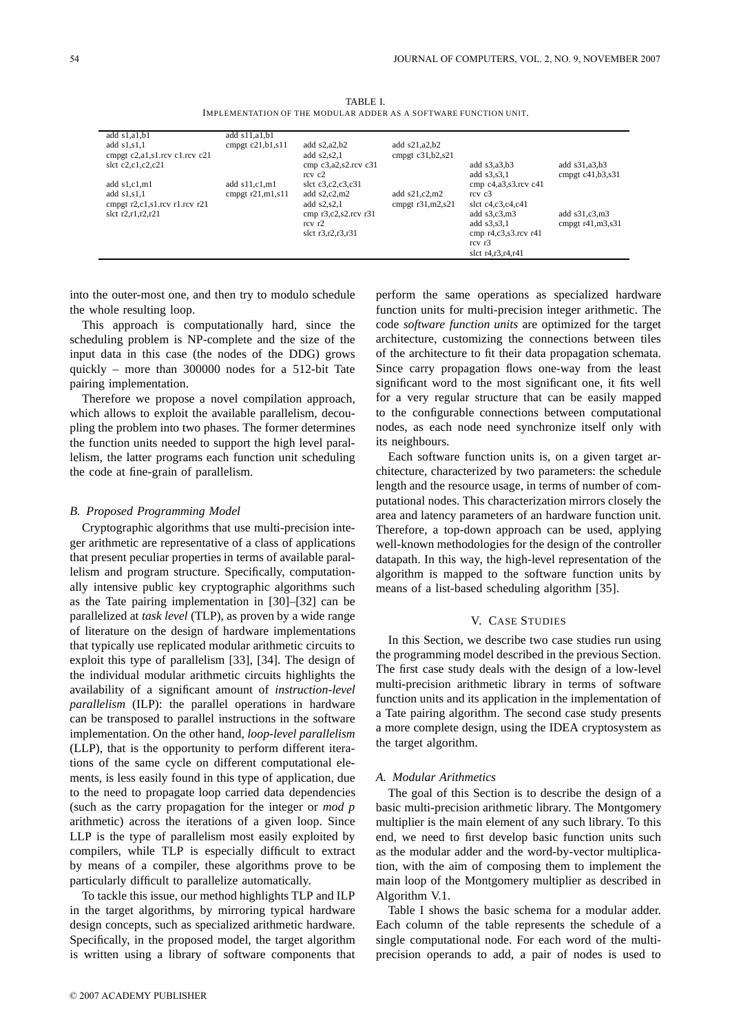TABLE I.
IMPLEMENTATION OF THE MODULAR ADDER AS A SOFTWARE FUNCTION UNIT.

| | | | | | |
|---|---|---|---|---|---|
| add s1,a1,b1 | add s11,a1,b1 | | | | |
| add s1,s1,1 | cmpgt c21,b1,s11 | add s2,a2,b2 | add s21,a2,b2 | | |
| cmpgt c2,a1,s1.rcv c1.rcv c21 | | add s2,s2,1 | cmpgt c31,b2,s21 | | |
| slct c2,c1,c2,c21 | | cmp c3,a2,s2.rcv c31 | | add s3,a3,b3 | add s31,a3,b3 |
| | | rcv c2 | | add s3,s3,1 | cmpgt c41,b3,s31 |
| add s1,c1,m1 | add s11,c1,m1 | slct c3,c2,c3,c31 | | cmp c4,a3,s3.rcv c41 | |
| add s1,s1,1 | cmpgt r21,m1,s11 | add s2,c2,m2 | add s21,c2,m2 | rcv c3 | |
| cmpgt r2,c1,s1.rcv r1.rcv r21 | | add s2,s2,1 | cmpgt r31,m2,s21 | slct c4,c3,c4,c41 | |
| slct r2,r1,r2,r21 | | cmp r3,c2,s2.rcv r31 | | add s3,c3,m3 | add s31,c3,m3 |
| | | rcv r2 | | add s3,s3,1 | cmpgt r41,m3,s31 |
| | | slct r3,r2,r3,r31 | | cmp r4,c3,s3.rcv r41 | |
| | | | | rcv r3 | |
| | | | | slct r4,r3,r4,r41 | |

into the outer-most one, and then try to modulo schedule the whole resulting loop.

This approach is computationally hard, since the scheduling problem is NP-complete and the size of the input data in this case (the nodes of the DDG) grows quickly – more than 300000 nodes for a 512-bit Tate pairing implementation.

Therefore we propose a novel compilation approach, which allows to exploit the available parallelism, decoupling the problem into two phases. The former determines the function units needed to support the high level parallelism, the latter programs each function unit scheduling the code at fine-grain of parallelism.

### *B. Proposed Programming Model*

Cryptographic algorithms that use multi-precision integer arithmetic are representative of a class of applications that present peculiar properties in terms of available parallelism and program structure. Specifically, computationally intensive public key cryptographic algorithms such as the Tate pairing implementation in [30]–[32] can be parallelized at *task level* (TLP), as proven by a wide range of literature on the design of hardware implementations that typically use replicated modular arithmetic circuits to exploit this type of parallelism [33], [34]. The design of the individual modular arithmetic circuits highlights the availability of a significant amount of *instruction-level parallelism* (ILP): the parallel operations in hardware can be transposed to parallel instructions in the software implementation. On the other hand, *loop-level parallelism* (LLP), that is the opportunity to perform different iterations of the same cycle on different computational elements, is less easily found in this type of application, due to the need to propagate loop carried data dependencies (such as the carry propagation for the integer or *mod p* arithmetic) across the iterations of a given loop. Since LLP is the type of parallelism most easily exploited by compilers, while TLP is especially difficult to extract by means of a compiler, these algorithms prove to be particularly difficult to parallelize automatically.

To tackle this issue, our method highlights TLP and ILP in the target algorithms, by mirroring typical hardware design concepts, such as specialized arithmetic hardware. Specifically, in the proposed model, the target algorithm is written using a library of software components that perform the same operations as specialized hardware function units for multi-precision integer arithmetic. The code *software function units* are optimized for the target architecture, customizing the connections between tiles of the architecture to fit their data propagation schemata. Since carry propagation flows one-way from the least significant word to the most significant one, it fits well for a very regular structure that can be easily mapped to the configurable connections between computational nodes, as each node need synchronize itself only with its neighbours.

Each software function units is, on a given target architecture, characterized by two parameters: the schedule length and the resource usage, in terms of number of computational nodes. This characterization mirrors closely the area and latency parameters of an hardware function unit. Therefore, a top-down approach can be used, applying well-known methodologies for the design of the controller datapath. In this way, the high-level representation of the algorithm is mapped to the software function units by means of a list-based scheduling algorithm [35].

## V. CASE STUDIES

In this Section, we describe two case studies run using the programming model described in the previous Section. The first case study deals with the design of a low-level multi-precision arithmetic library in terms of software function units and its application in the implementation of a Tate pairing algorithm. The second case study presents a more complete design, using the IDEA cryptosystem as the target algorithm.

### *A. Modular Arithmetics*

The goal of this Section is to describe the design of a basic multi-precision arithmetic library. The Montgomery multiplier is the main element of any such library. To this end, we need to first develop basic function units such as the modular adder and the word-by-vector multiplication, with the aim of composing them to implement the main loop of the Montgomery multiplier as described in Algorithm V.1.

Table I shows the basic schema for a modular adder. Each column of the table represents the schedule of a single computational node. For each word of the multi-precision operands to add, a pair of nodes is used to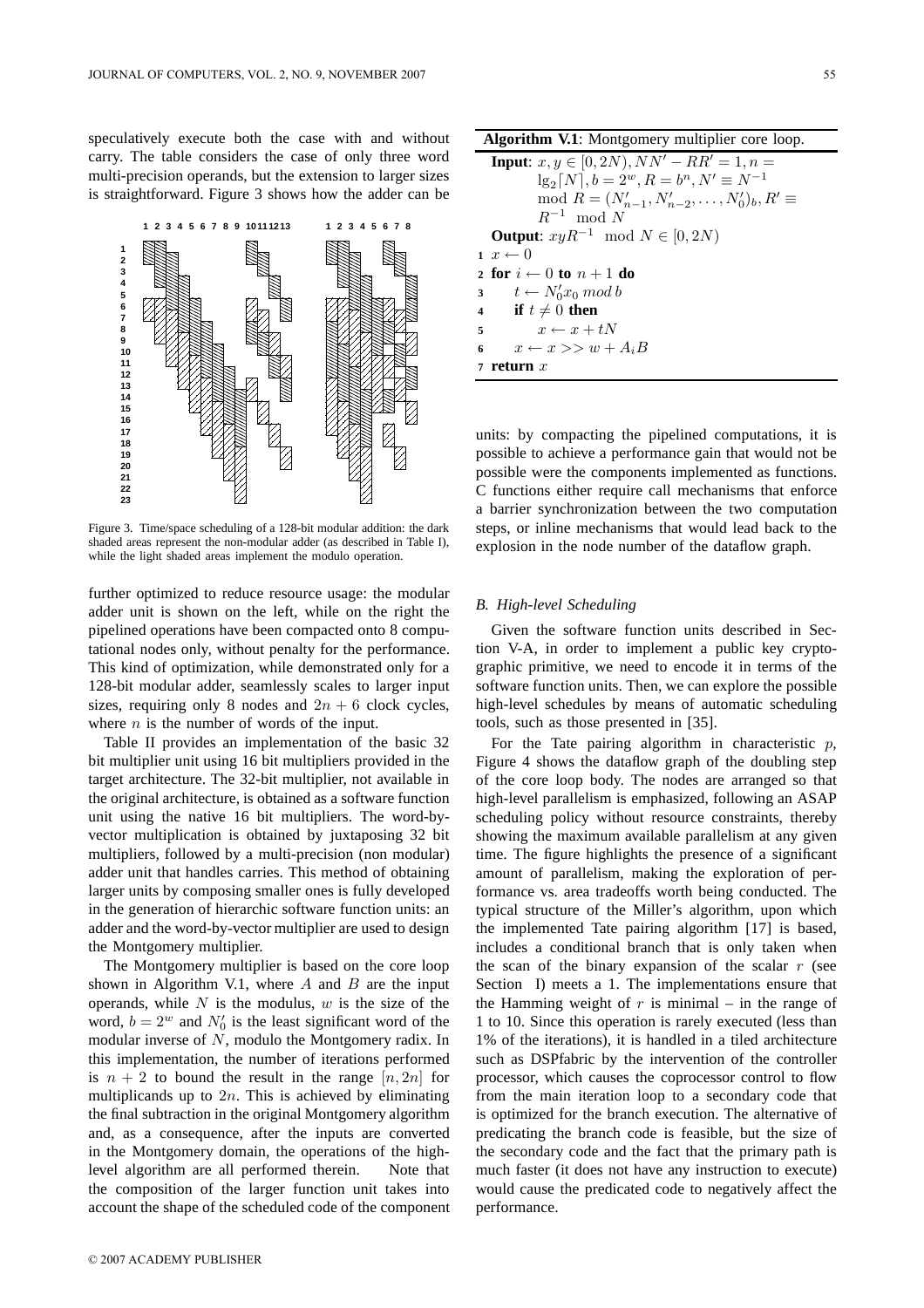speculatively execute both the case with and without carry. The table considers the case of only three word multi-precision operands, but the extension to larger sizes is straightforward. Figure 3 shows how the adder can be

Figure 3. Time/space scheduling of a 128-bit modular addition: the dark shaded areas represent the non-modular adder (as described in Table I), while the light shaded areas implement the modulo operation.

further optimized to reduce resource usage: the modular adder unit is shown on the left, while on the right the pipelined operations have been compacted onto 8 computational nodes only, without penalty for the performance. This kind of optimization, while demonstrated only for a 128-bit modular adder, seamlessly scales to larger input sizes, requiring only 8 nodes and $2n + 6$ clock cycles, where $n$ is the number of words of the input.

Table II provides an implementation of the basic 32 bit multiplier unit using 16 bit multipliers provided in the target architecture. The 32-bit multiplier, not available in the original architecture, is obtained as a software function unit using the native 16 bit multipliers. The word-by-vector multiplication is obtained by juxtaposing 32 bit multipliers, followed by a multi-precision (non modular) adder unit that handles carries. This method of obtaining larger units by composing smaller ones is fully developed in the generation of hierarchic software function units: an adder and the word-by-vector multiplier are used to design the Montgomery multiplier.

The Montgomery multiplier is based on the core loop shown in Algorithm V.1, where $A$ and $B$ are the input operands, while $N$ is the modulus, $w$ is the size of the word, $b = 2^w$ and $N'_0$ is the least significant word of the modular inverse of $N$, modulo the Montgomery radix. In this implementation, the number of iterations performed is $n + 2$ to bound the result in the range $[n, 2n]$ for multiplicands up to $2n$. This is achieved by eliminating the final subtraction in the original Montgomery algorithm and, as a consequence, after the inputs are converted in the Montgomery domain, the operations of the high-level algorithm are all performed therein. Note that the composition of the larger function unit takes into account the shape of the scheduled code of the component units: by compacting the pipelined computations, it is possible to achieve a performance gain that would not be possible were the components implemented as functions. C functions either require call mechanisms that enforce a barrier synchronization between the two computation steps, or inline mechanisms that would lead back to the explosion in the node number of the dataflow graph.

**Algorithm V.1**: Montgomery multiplier core loop.

**Input**: $x, y \in [0, 2N), NN' - RR' = 1, n = \lg_2\lceil N \rceil, b = 2^w, R = b^n, N' \equiv N^{-1} \mod R = (N'_{n-1}, N'_{n-2}, \ldots, N'_0)_b, R' \equiv R^{-1} \mod N$

**Output**: $xyR^{-1} \mod N \in [0, 2N)$

```
1 x ← 0
2 for i ← 0 to n + 1 do
3     t ← N'_0 x_0 mod b
4     if t ≠ 0 then
5         x ← x + tN
6     x ← x >> w + A_i B
7 return x
```

### B. High-level Scheduling

Given the software function units described in Section V-A, in order to implement a public key cryptographic primitive, we need to encode it in terms of the software function units. Then, we can explore the possible high-level schedules by means of automatic scheduling tools, such as those presented in [35].

For the Tate pairing algorithm in characteristic $p$, Figure 4 shows the dataflow graph of the doubling step of the core loop body. The nodes are arranged so that high-level parallelism is emphasized, following an ASAP scheduling policy without resource constraints, thereby showing the maximum available parallelism at any given time. The figure highlights the presence of a significant amount of parallelism, making the exploration of performance vs. area tradeoffs worth being conducted. The typical structure of the Miller's algorithm, upon which the implemented Tate pairing algorithm [17] is based, includes a conditional branch that is only taken when the scan of the binary expansion of the scalar $r$ (see Section I) meets a 1. The implementations ensure that the Hamming weight of $r$ is minimal – in the range of 1 to 10. Since this operation is rarely executed (less than 1% of the iterations), it is handled in a tiled architecture such as DSPfabric by the intervention of the controller processor, which causes the coprocessor control to flow from the main iteration loop to a secondary code that is optimized for the branch execution. The alternative of predicating the branch code is feasible, but the size of the secondary code and the fact that the primary path is much faster (it does not have any instruction to execute) would cause the predicated code to negatively affect the performance.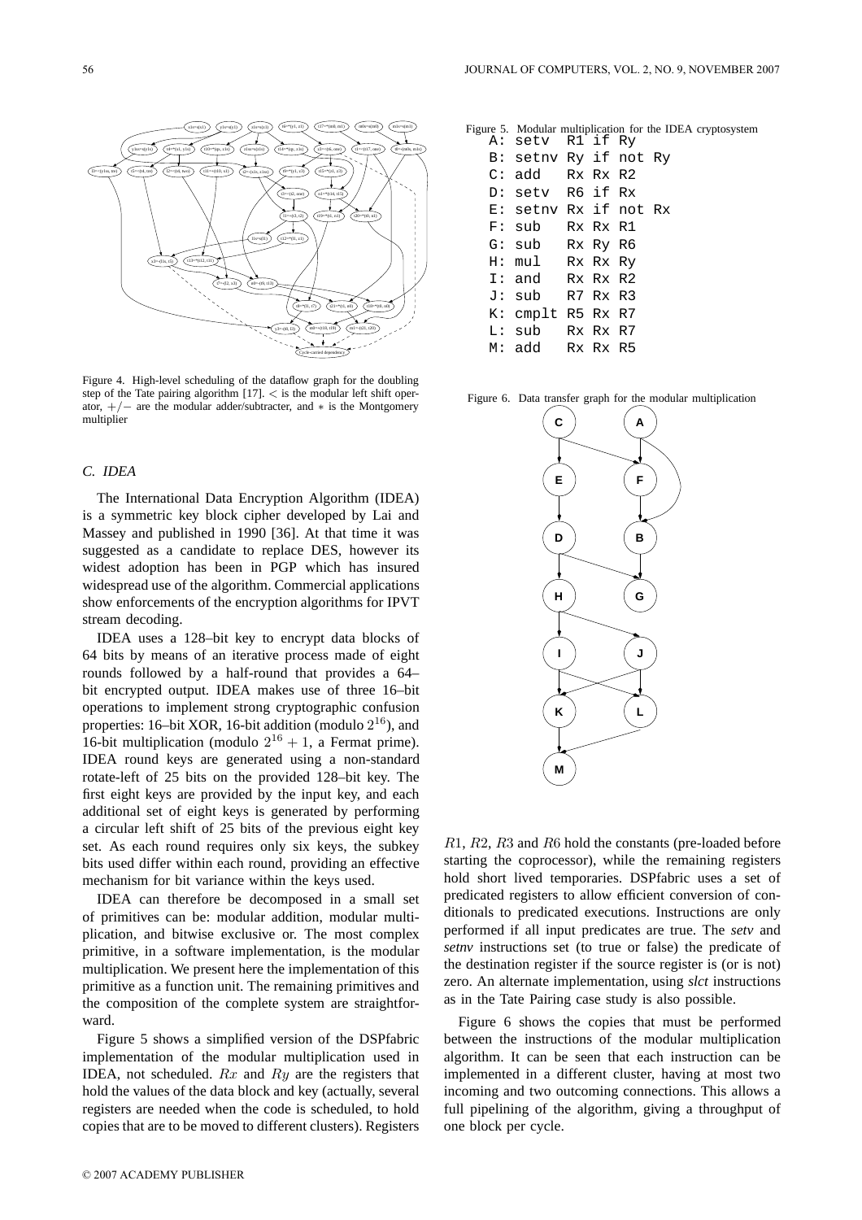Figure 4. High-level scheduling of the dataflow graph for the doubling step of the Tate pairing algorithm [17]. $<$ is the modular left shift operator, $+/-$ are the modular adder/subtracter, and $*$ is the Montgomery multiplier

### C. IDEA

The International Data Encryption Algorithm (IDEA) is a symmetric key block cipher developed by Lai and Massey and published in 1990 [36]. At that time it was suggested as a candidate to replace DES, however its widest adoption has been in PGP which has insured widespread use of the algorithm. Commercial applications show enforcements of the encryption algorithms for IPVT stream decoding.

IDEA uses a 128–bit key to encrypt data blocks of 64 bits by means of an iterative process made of eight rounds followed by a half-round that provides a 64–bit encrypted output. IDEA makes use of three 16–bit operations to implement strong cryptographic confusion properties: 16–bit XOR, 16-bit addition (modulo $2^{16}$), and 16-bit multiplication (modulo $2^{16}+1$, a Fermat prime). IDEA round keys are generated using a non-standard rotate-left of 25 bits on the provided 128–bit key. The first eight keys are provided by the input key, and each additional set of eight keys is generated by performing a circular left shift of 25 bits of the previous eight key set. As each round requires only six keys, the subkey bits used differ within each round, providing an effective mechanism for bit variance within the keys used.

IDEA can therefore be decomposed in a small set of primitives can be: modular addition, modular multiplication, and bitwise exclusive or. The most complex primitive, in a software implementation, is the modular multiplication. We present here the implementation of this primitive as a function unit. The remaining primitives and the composition of the complete system are straightforward.

Figure 5 shows a simplified version of the DSPfabric implementation of the modular multiplication used in IDEA, not scheduled. $Rx$ and $Ry$ are the registers that hold the values of the data block and key (actually, several registers are needed when the code is scheduled, to hold copies that are to be moved to different clusters). Registers

Figure 5. Modular multiplication for the IDEA cryptosystem

```
A: setv  R1 if Ry
B: setnv Ry if not Ry
C: add   Rx Rx R2
D: setv  R6 if Rx
E: setnv Rx if not Rx
F: sub   Rx Rx R1
G: sub   Rx Ry R6
H: mul   Rx Rx Ry
I: and   Rx Rx R2
J: sub   R7 Rx R3
K: cmplt R5 Rx R7
L: sub   Rx Rx R7
M: add   Rx Rx R5
```

Figure 6. Data transfer graph for the modular multiplication

$R1$, $R2$, $R3$ and $R6$ hold the constants (pre-loaded before starting the coprocessor), while the remaining registers hold short lived temporaries. DSPfabric uses a set of predicated registers to allow efficient conversion of conditionals to predicated executions. Instructions are only performed if all input predicates are true. The *setv* and *setnv* instructions set (to true or false) the predicate of the destination register if the source register is (or is not) zero. An alternate implementation, using *slct* instructions as in the Tate Pairing case study is also possible.

Figure 6 shows the copies that must be performed between the instructions of the modular multiplication algorithm. It can be seen that each instruction can be implemented in a different cluster, having at most two incoming and two outcoming connections. This allows a full pipelining of the algorithm, giving a throughput of one block per cycle.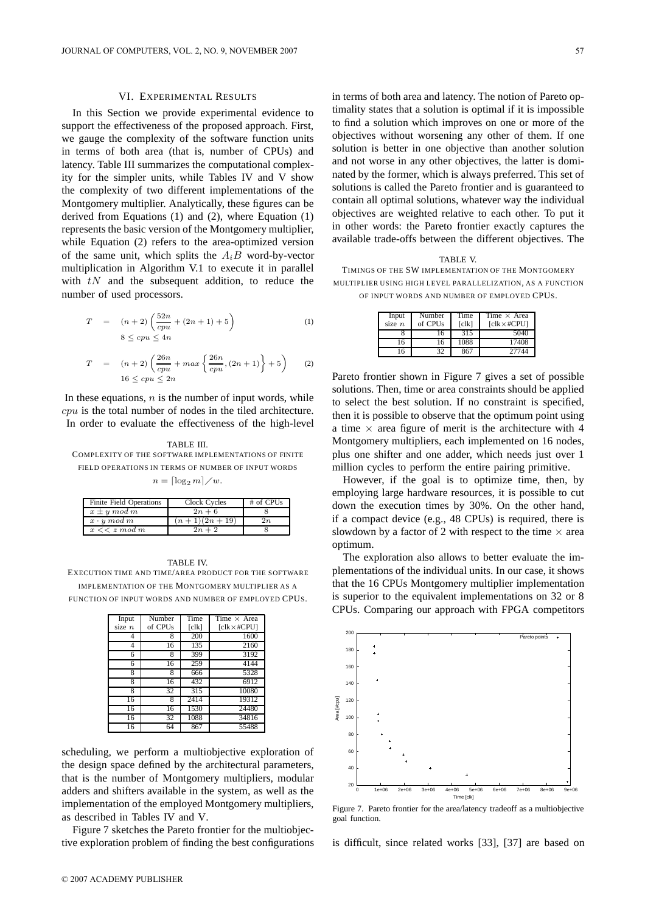## VI. Experimental Results

In this Section we provide experimental evidence to support the effectiveness of the proposed approach. First, we gauge the complexity of the software function units in terms of both area (that is, number of CPUs) and latency. Table III summarizes the computational complexity for the simpler units, while Tables IV and V show the complexity of two different implementations of the Montgomery multiplier. Analytically, these figures can be derived from Equations (1) and (2), where Equation (1) represents the basic version of the Montgomery multiplier, while Equation (2) refers to the area-optimized version of the same unit, which splits the $A_iB$ word-by-vector multiplication in Algorithm V.1 to execute it in parallel with $tN$ and the subsequent addition, to reduce the number of used processors.

$$T = (n+2)\left(\frac{52n}{cpu} + (2n+1) + 5\right) \quad (1)$$
$$8 \leq cpu \leq 4n$$

$$T = (n+2)\left(\frac{26n}{cpu} + max\left\{\frac{26n}{cpu}, (2n+1)\right\} + 5\right) \quad (2)$$
$$16 \leq cpu \leq 2n$$

In these equations, $n$ is the number of input words, while $cpu$ is the total number of nodes in the tiled architecture.

In order to evaluate the effectiveness of the high-level scheduling, we perform a multiobjective exploration of the design space defined by the architectural parameters, that is the number of Montgomery multipliers, modular adders and shifters available in the system, as well as the implementation of the employed Montgomery multipliers, as described in Tables IV and V.

TABLE III.
COMPLEXITY OF THE SOFTWARE IMPLEMENTATIONS OF FINITE FIELD OPERATIONS IN TERMS OF NUMBER OF INPUT WORDS $n = \lceil \log_2 m \rceil / w$.

| Finite Field Operations | Clock Cycles | # of CPUs |
|---|---|---|
| $x \pm y \; mod \; m$ | $2n + 6$ | 8 |
| $x \cdot y \; mod \; m$ | $(n+1)(2n+19)$ | $2n$ |
| $x << z \; mod \; m$ | $2n + 2$ | 8 |

TABLE IV.
EXECUTION TIME AND TIME/AREA PRODUCT FOR THE SOFTWARE IMPLEMENTATION OF THE MONTGOMERY MULTIPLIER AS A FUNCTION OF INPUT WORDS AND NUMBER OF EMPLOYED CPUS.

| Input size $n$ | Number of CPUs | Time [clk] | Time × Area [clk×#CPU] |
|---|---|---|---|
| 4 | 8 | 200 | 1600 |
| 4 | 16 | 135 | 2160 |
| 6 | 8 | 399 | 3192 |
| 6 | 16 | 259 | 4144 |
| 8 | 8 | 666 | 5328 |
| 8 | 16 | 432 | 6912 |
| 8 | 32 | 315 | 10080 |
| 16 | 8 | 2414 | 19312 |
| 16 | 16 | 1530 | 24480 |
| 16 | 32 | 1088 | 34816 |
| 16 | 64 | 867 | 55488 |

Figure 7 sketches the Pareto frontier for the multiobjective exploration problem of finding the best configurations in terms of both area and latency. The notion of Pareto optimality states that a solution is optimal if it is impossible to find a solution which improves on one or more of the objectives without worsening any other of them. If one solution is better in one objective than another solution and not worse in any other objectives, the latter is dominated by the former, which is always preferred. This set of solutions is called the Pareto frontier and is guaranteed to contain all optimal solutions, whatever way the individual objectives are weighted relative to each other. To put it in other words: the Pareto frontier exactly captures the available trade-offs between the different objectives. The Pareto frontier shown in Figure 7 gives a set of possible solutions. Then, time or area constraints should be applied to select the best solution. If no constraint is specified, then it is possible to observe that the optimum point using a time × area figure of merit is the architecture with 4 Montgomery multipliers, each implemented on 16 nodes, plus one shifter and one adder, which needs just over 1 million cycles to perform the entire pairing primitive.

TABLE V.
TIMINGS OF THE SW IMPLEMENTATION OF THE MONTGOMERY MULTIPLIER USING HIGH LEVEL PARALLELIZATION, AS A FUNCTION OF INPUT WORDS AND NUMBER OF EMPLOYED CPUS.

| Input size $n$ | Number of CPUs | Time [clk] | Time × Area [clk×#CPU] |
|---|---|---|---|
| 8 | 16 | 315 | 5040 |
| 16 | 16 | 1088 | 17408 |
| 16 | 32 | 867 | 27744 |

However, if the goal is to optimize time, then, by employing large hardware resources, it is possible to cut down the execution times by 30%. On the other hand, if a compact device (e.g., 48 CPUs) is required, there is slowdown by a factor of 2 with respect to the time × area optimum.

The exploration also allows to better evaluate the implementations of the individual units. In our case, it shows that the 16 CPUs Montgomery multiplier implementation is superior to the equivalent implementations on 32 or 8 CPUs. Comparing our approach with FPGA competitors is difficult, since related works [33], [37] are based on

Figure 7. Pareto frontier for the area/latency tradeoff as a multiobjective goal function.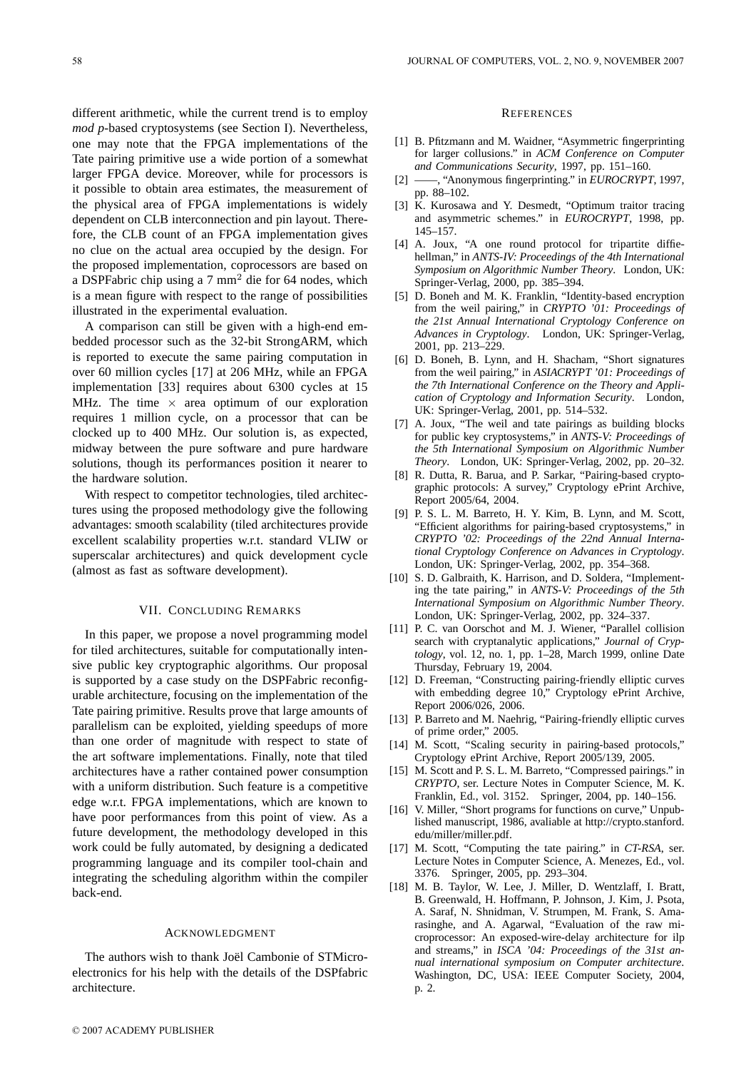different arithmetic, while the current trend is to employ *mod p*-based cryptosystems (see Section I). Nevertheless, one may note that the FPGA implementations of the Tate pairing primitive use a wide portion of a somewhat larger FPGA device. Moreover, while for processors is it possible to obtain area estimates, the measurement of the physical area of FPGA implementations is widely dependent on CLB interconnection and pin layout. Therefore, the CLB count of an FPGA implementation gives no clue on the actual area occupied by the design. For the proposed implementation, coprocessors are based on a DSPFabric chip using a 7 mm$^2$ die for 64 nodes, which is a mean figure with respect to the range of possibilities illustrated in the experimental evaluation.

A comparison can still be given with a high-end embedded processor such as the 32-bit StrongARM, which is reported to execute the same pairing computation in over 60 million cycles [17] at 206 MHz, while an FPGA implementation [33] requires about 6300 cycles at 15 MHz. The time $\times$ area optimum of our exploration requires 1 million cycle, on a processor that can be clocked up to 400 MHz. Our solution is, as expected, midway between the pure software and pure hardware solutions, though its performances position it nearer to the hardware solution.

With respect to competitor technologies, tiled architectures using the proposed methodology give the following advantages: smooth scalability (tiled architectures provide excellent scalability properties w.r.t. standard VLIW or superscalar architectures) and quick development cycle (almost as fast as software development).

## VII. Concluding Remarks

In this paper, we propose a novel programming model for tiled architectures, suitable for computationally intensive public key cryptographic algorithms. Our proposal is supported by a case study on the DSPFabric reconfigurable architecture, focusing on the implementation of the Tate pairing primitive. Results prove that large amounts of parallelism can be exploited, yielding speedups of more than one order of magnitude with respect to state of the art software implementations. Finally, note that tiled architectures have a rather contained power consumption with a uniform distribution. Such feature is a competitive edge w.r.t. FPGA implementations, which are known to have poor performances from this point of view. As a future development, the methodology developed in this work could be fully automated, by designing a dedicated programming language and its compiler tool-chain and integrating the scheduling algorithm within the compiler back-end.

## Acknowledgment

The authors wish to thank Joël Cambonie of STMicroelectronics for his help with the details of the DSPfabric architecture.

## References

[1] B. Pfitzmann and M. Waidner, "Asymmetric fingerprinting for larger collusions." in *ACM Conference on Computer and Communications Security*, 1997, pp. 151–160.

[2] ——, "Anonymous fingerprinting." in *EUROCRYPT*, 1997, pp. 88–102.

[3] K. Kurosawa and Y. Desmedt, "Optimum traitor tracing and asymmetric schemes." in *EUROCRYPT*, 1998, pp. 145–157.

[4] A. Joux, "A one round protocol for tripartite diffie-hellman," in *ANTS-IV: Proceedings of the 4th International Symposium on Algorithmic Number Theory*. London, UK: Springer-Verlag, 2000, pp. 385–394.

[5] D. Boneh and M. K. Franklin, "Identity-based encryption from the weil pairing," in *CRYPTO '01: Proceedings of the 21st Annual International Cryptology Conference on Advances in Cryptology*. London, UK: Springer-Verlag, 2001, pp. 213–229.

[6] D. Boneh, B. Lynn, and H. Shacham, "Short signatures from the weil pairing," in *ASIACRYPT '01: Proceedings of the 7th International Conference on the Theory and Application of Cryptology and Information Security*. London, UK: Springer-Verlag, 2001, pp. 514–532.

[7] A. Joux, "The weil and tate pairings as building blocks for public key cryptosystems," in *ANTS-V: Proceedings of the 5th International Symposium on Algorithmic Number Theory*. London, UK: Springer-Verlag, 2002, pp. 20–32.

[8] R. Dutta, R. Barua, and P. Sarkar, "Pairing-based cryptographic protocols: A survey," Cryptology ePrint Archive, Report 2005/64, 2004.

[9] P. S. L. M. Barreto, H. Y. Kim, B. Lynn, and M. Scott, "Efficient algorithms for pairing-based cryptosystems," in *CRYPTO '02: Proceedings of the 22nd Annual International Cryptology Conference on Advances in Cryptology*. London, UK: Springer-Verlag, 2002, pp. 354–368.

[10] S. D. Galbraith, K. Harrison, and D. Soldera, "Implementing the tate pairing," in *ANTS-V: Proceedings of the 5th International Symposium on Algorithmic Number Theory*. London, UK: Springer-Verlag, 2002, pp. 324–337.

[11] P. C. van Oorschot and M. J. Wiener, "Parallel collision search with cryptanalytic applications," *Journal of Cryptology*, vol. 12, no. 1, pp. 1–28, March 1999, online Date Thursday, February 19, 2004.

[12] D. Freeman, "Constructing pairing-friendly elliptic curves with embedding degree 10," Cryptology ePrint Archive, Report 2006/026, 2006.

[13] P. Barreto and M. Naehrig, "Pairing-friendly elliptic curves of prime order," 2005.

[14] M. Scott, "Scaling security in pairing-based protocols," Cryptology ePrint Archive, Report 2005/139, 2005.

[15] M. Scott and P. S. L. M. Barreto, "Compressed pairings." in *CRYPTO*, ser. Lecture Notes in Computer Science, M. K. Franklin, Ed., vol. 3152. Springer, 2004, pp. 140–156.

[16] V. Miller, "Short programs for functions on curve," Unpublished manuscript, 1986, avaliable at http://crypto.stanford.edu/miller/miller.pdf.

[17] M. Scott, "Computing the tate pairing." in *CT-RSA*, ser. Lecture Notes in Computer Science, A. Menezes, Ed., vol. 3376. Springer, 2005, pp. 293–304.

[18] M. B. Taylor, W. Lee, J. Miller, D. Wentzlaff, I. Bratt, B. Greenwald, H. Hoffmann, P. Johnson, J. Kim, J. Psota, A. Saraf, N. Shnidman, V. Strumpen, M. Frank, S. Amarasinghe, and A. Agarwal, "Evaluation of the raw microprocessor: An exposed-wire-delay architecture for ilp and streams," in *ISCA '04: Proceedings of the 31st annual international symposium on Computer architecture*. Washington, DC, USA: IEEE Computer Society, 2004, p. 2.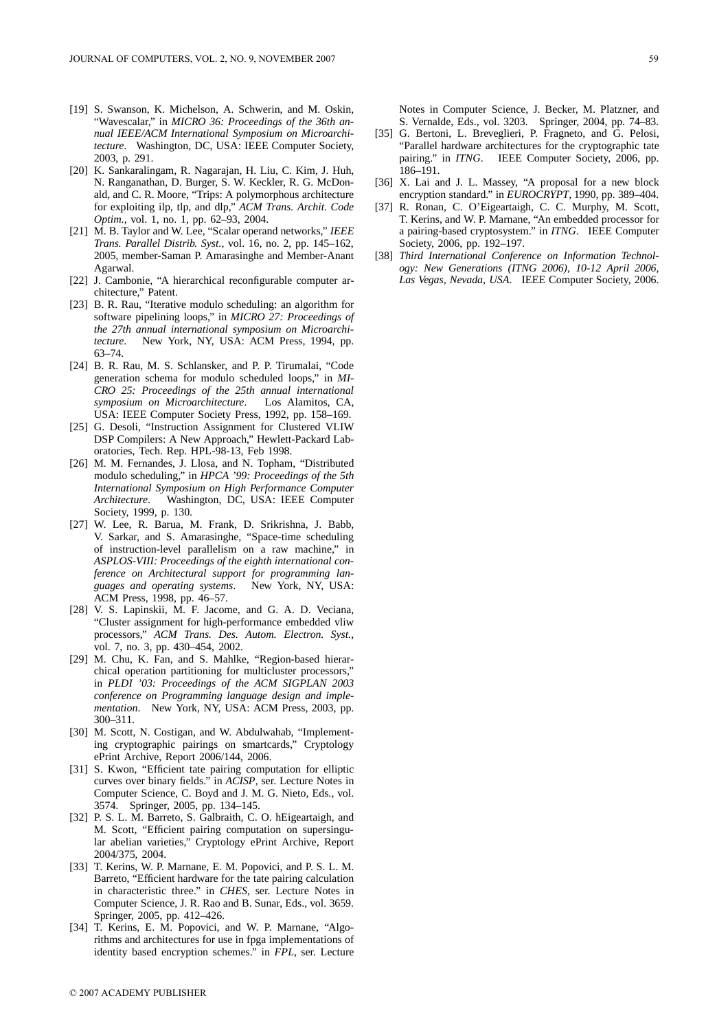[19] S. Swanson, K. Michelson, A. Schwerin, and M. Oskin, "Wavescalar," in *MICRO 36: Proceedings of the 36th annual IEEE/ACM International Symposium on Microarchitecture*. Washington, DC, USA: IEEE Computer Society, 2003, p. 291.

[20] K. Sankaralingam, R. Nagarajan, H. Liu, C. Kim, J. Huh, N. Ranganathan, D. Burger, S. W. Keckler, R. G. McDonald, and C. R. Moore, "Trips: A polymorphous architecture for exploiting ilp, tlp, and dlp," *ACM Trans. Archit. Code Optim.*, vol. 1, no. 1, pp. 62–93, 2004.

[21] M. B. Taylor and W. Lee, "Scalar operand networks," *IEEE Trans. Parallel Distrib. Syst.*, vol. 16, no. 2, pp. 145–162, 2005, member-Saman P. Amarasinghe and Member-Anant Agarwal.

[22] J. Cambonie, "A hierarchical reconfigurable computer architecture," Patent.

[23] B. R. Rau, "Iterative modulo scheduling: an algorithm for software pipelining loops," in *MICRO 27: Proceedings of the 27th annual international symposium on Microarchitecture*. New York, NY, USA: ACM Press, 1994, pp. 63–74.

[24] B. R. Rau, M. S. Schlansker, and P. P. Tirumalai, "Code generation schema for modulo scheduled loops," in *MICRO 25: Proceedings of the 25th annual international symposium on Microarchitecture*. Los Alamitos, CA, USA: IEEE Computer Society Press, 1992, pp. 158–169.

[25] G. Desoli, "Instruction Assignment for Clustered VLIW DSP Compilers: A New Approach," Hewlett-Packard Laboratories, Tech. Rep. HPL-98-13, Feb 1998.

[26] M. M. Fernandes, J. Llosa, and N. Topham, "Distributed modulo scheduling," in *HPCA '99: Proceedings of the 5th International Symposium on High Performance Computer Architecture*. Washington, DC, USA: IEEE Computer Society, 1999, p. 130.

[27] W. Lee, R. Barua, M. Frank, D. Srikrishna, J. Babb, V. Sarkar, and S. Amarasinghe, "Space-time scheduling of instruction-level parallelism on a raw machine," in *ASPLOS-VIII: Proceedings of the eighth international conference on Architectural support for programming languages and operating systems*. New York, NY, USA: ACM Press, 1998, pp. 46–57.

[28] V. S. Lapinskii, M. F. Jacome, and G. A. D. Veciana, "Cluster assignment for high-performance embedded vliw processors," *ACM Trans. Des. Autom. Electron. Syst.*, vol. 7, no. 3, pp. 430–454, 2002.

[29] M. Chu, K. Fan, and S. Mahlke, "Region-based hierarchical operation partitioning for multicluster processors," in *PLDI '03: Proceedings of the ACM SIGPLAN 2003 conference on Programming language design and implementation*. New York, NY, USA: ACM Press, 2003, pp. 300–311.

[30] M. Scott, N. Costigan, and W. Abdulwahab, "Implementing cryptographic pairings on smartcards," Cryptology ePrint Archive, Report 2006/144, 2006.

[31] S. Kwon, "Efficient tate pairing computation for elliptic curves over binary fields." in *ACISP*, ser. Lecture Notes in Computer Science, C. Boyd and J. M. G. Nieto, Eds., vol. 3574. Springer, 2005, pp. 134–145.

[32] P. S. L. M. Barreto, S. Galbraith, C. O. hEigeartaigh, and M. Scott, "Efficient pairing computation on supersingular abelian varieties," Cryptology ePrint Archive, Report 2004/375, 2004.

[33] T. Kerins, W. P. Marnane, E. M. Popovici, and P. S. L. M. Barreto, "Efficient hardware for the tate pairing calculation in characteristic three." in *CHES*, ser. Lecture Notes in Computer Science, J. R. Rao and B. Sunar, Eds., vol. 3659. Springer, 2005, pp. 412–426.

[34] T. Kerins, E. M. Popovici, and W. P. Marnane, "Algorithms and architectures for use in fpga implementations of identity based encryption schemes." in *FPL*, ser. Lecture Notes in Computer Science, J. Becker, M. Platzner, and S. Vernalde, Eds., vol. 3203. Springer, 2004, pp. 74–83.

[35] G. Bertoni, L. Breveglieri, P. Fragneto, and G. Pelosi, "Parallel hardware architectures for the cryptographic tate pairing." in *ITNG*. IEEE Computer Society, 2006, pp. 186–191.

[36] X. Lai and J. L. Massey, "A proposal for a new block encryption standard." in *EUROCRYPT*, 1990, pp. 389–404.

[37] R. Ronan, C. O'Eigeartaigh, C. C. Murphy, M. Scott, T. Kerins, and W. P. Marnane, "An embedded processor for a pairing-based cryptosystem." in *ITNG*. IEEE Computer Society, 2006, pp. 192–197.

[38] *Third International Conference on Information Technology: New Generations (ITNG 2006), 10-12 April 2006, Las Vegas, Nevada, USA*. IEEE Computer Society, 2006.